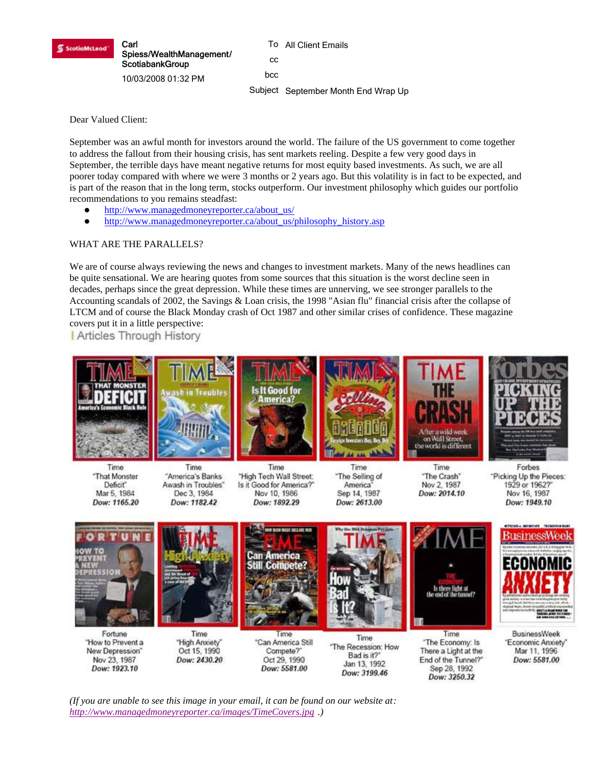ScotiaMcLeod

Carl Spiess/WealthManagement/ScotiabankGroup

10/03/2008 01:32 PM

To All Client Emails

cc

bcc

Subject September Month End Wrap Up

Dear Valued Client:

September was an awful month for investors around the world. The failure of the US government to come together to address the fallout from their housing crisis, has sent markets reeling. Despite a few very good days in September, the terrible days have meant negative returns for most equity based investments. As such, we are all poorer today compared with where we were 3 months or 2 years ago. But this volatility is in fact to be expected, and is part of the reason that in the long term, stocks outperform. Our investment philosophy which guides our portfolio recommendations to you remains steadfast:

- http://www.managedmoneyreporter.ca/about_us/
- http://www.managedmoneyreporter.ca/about_us/philosophy_history.asp

WHAT ARE THE PARALLELS?

We are of course always reviewing the news and changes to investment markets. Many of the news headlines can be quite sensational. We are hearing quotes from some sources that this situation is the worst decline seen in decades, perhaps since the great depression. While these times are unnerving, we see stronger parallels to the Accounting scandals of 2002, the Savings & Loan crisis, the 1998 "Asian flu" financial crisis after the collapse of LTCM and of course the Black Monday crash of Oct 1987 and other similar crises of confidence. These magazine covers put it in a little perspective:

| Articles Through History

Time "That Monster Deficit" Mar 5, 1984 **Dow: 1165.20**

Time "America's Banks Awash in Troubles" Dec 3, 1984 **Dow: 1182.42**

Time "High Tech Wall Street: Is it Good for America?" Nov 10, 1986 **Dow: 1892.29**

Time "The Selling of America" Sep 14, 1987 **Dow: 2613.00**

Time "The Crash" Nov 2, 1987 **Dow: 2014.10**

Forbes "Picking Up the Pieces: 1929 or 1962?" Nov 16, 1987 **Dow: 1949.10**

Fortune "How to Prevent a New Depression" Nov 23, 1987 **Dow: 1923.10**

Time "High Anxiety" Oct 15, 1990 **Dow: 2430.20**

Time "Can America Still Compete?" Oct 29, 1990 **Dow: 5581.00**

Time "The Recession: How Bad is it?" Jan 13, 1992 **Dow: 3199.46**

Time "The Economy: Is There a Light at the End of the Tunnel?" Sep 28, 1992 **Dow: 3250.32**

BusinessWeek "Economic Anxiety" Mar 11, 1996 **Dow: 5581.00**

*(If you are unable to see this image in your email, it can be found on our website at: http://www.managedmoneyreporter.ca/images/TimeCovers.jpg .)*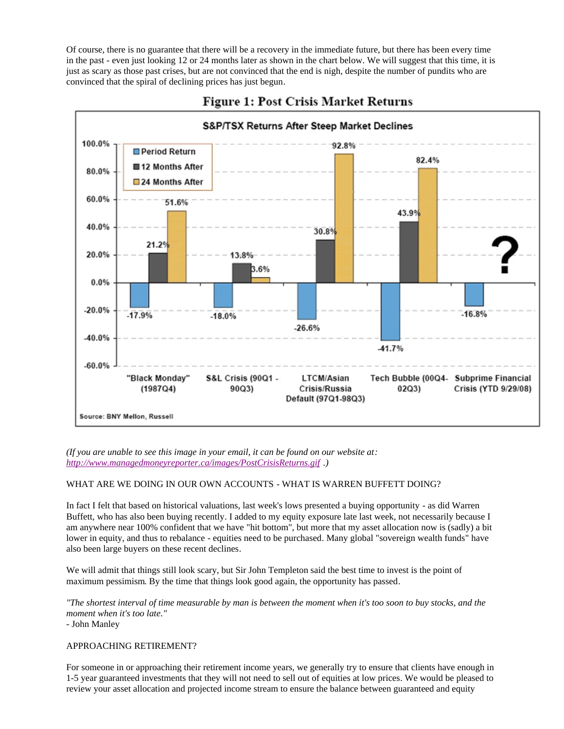Of course, there is no guarantee that there will be a recovery in the immediate future, but there has been every time in the past - even just looking 12 or 24 months later as shown in the chart below. We will suggest that this time, it is just as scary as those past crises, but are not convinced that the end is nigh, despite the number of pundits who are convinced that the spiral of declining prices has just begun.

**Figure 1: Post Crisis Market Returns**

S&P/TSX Returns After Steep Market Declines

| | Period Return | 12 Months After | 24 Months After |
|---|---|---|---|
| "Black Monday" (1987Q4) | -17.9% | 21.2% | 51.6% |
| S&L Crisis (90Q1 - 90Q3) | -18.0% | 13.8% | 3.6% |
| LTCM/Asian Crisis/Russia Default (97Q1-98Q3) | -26.6% | 30.8% | 92.8% |
| Tech Bubble (00Q4-02Q3) | -41.7% | 43.9% | 82.4% |
| Subprime Financial Crisis (YTD 9/29/08) | -16.8% | ? | ? |

Source: BNY Mellon, Russell

*(If you are unable to see this image in your email, it can be found on our website at: [http://www.managedmoneyreporter.ca/images/PostCrisisReturns.gif](http://www.managedmoneyreporter.ca/images/PostCrisisReturns.gif) .)*

WHAT ARE WE DOING IN OUR OWN ACCOUNTS - WHAT IS WARREN BUFFETT DOING?

In fact I felt that based on historical valuations, last week's lows presented a buying opportunity - as did Warren Buffett, who has also been buying recently. I added to my equity exposure late last week, not necessarily because I am anywhere near 100% confident that we have "hit bottom", but more that my asset allocation now is (sadly) a bit lower in equity, and thus to rebalance - equities need to be purchased. Many global "sovereign wealth funds" have also been large buyers on these recent declines.

We will admit that things still look scary, but Sir John Templeton said the best time to invest is the point of maximum pessimism. By the time that things look good again, the opportunity has passed.

*"The shortest interval of time measurable by man is between the moment when it's too soon to buy stocks, and the moment when it's too late."*
- John Manley

APPROACHING RETIREMENT?

For someone in or approaching their retirement income years, we generally try to ensure that clients have enough in 1-5 year guaranteed investments that they will not need to sell out of equities at low prices. We would be pleased to review your asset allocation and projected income stream to ensure the balance between guaranteed and equity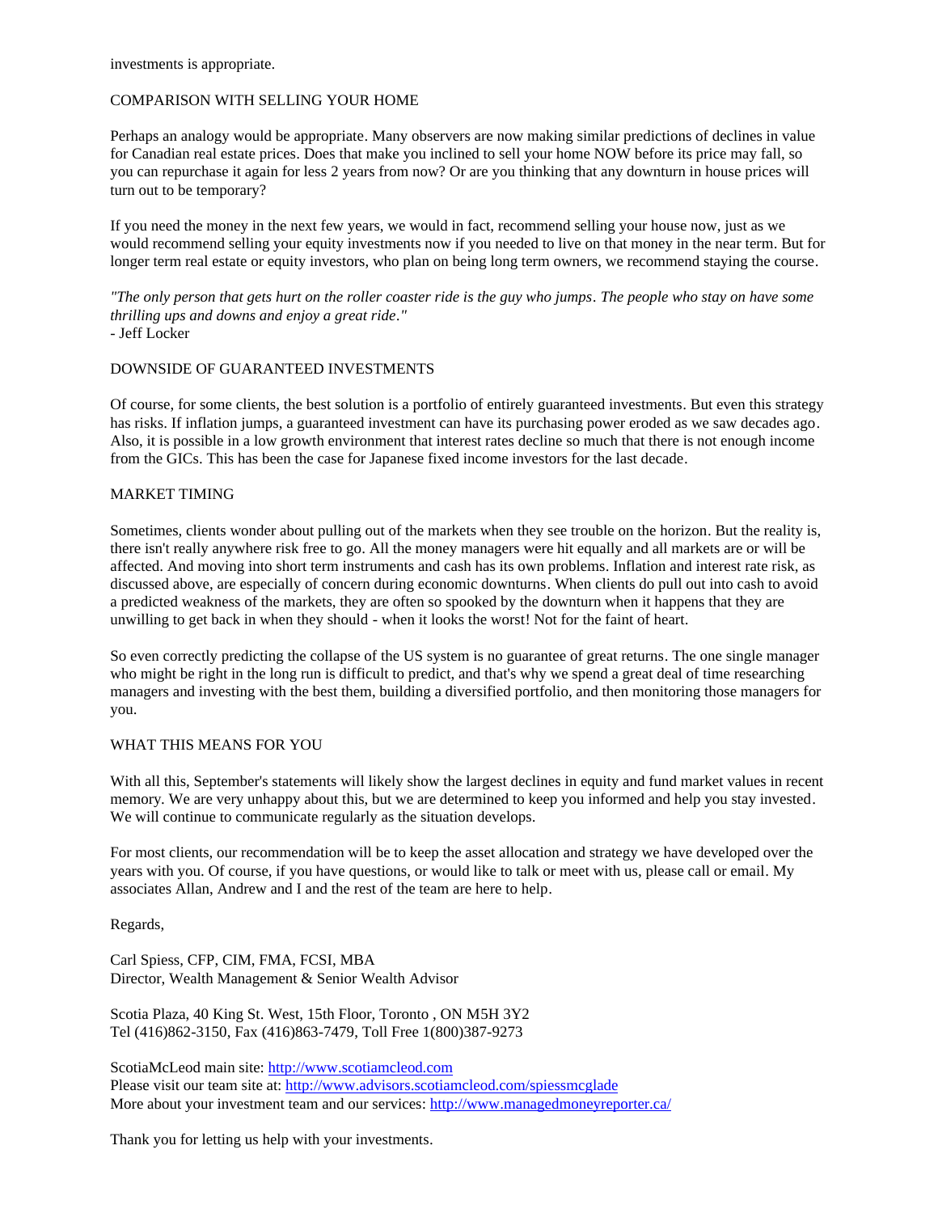investments is appropriate.

## COMPARISON WITH SELLING YOUR HOME

Perhaps an analogy would be appropriate. Many observers are now making similar predictions of declines in value for Canadian real estate prices. Does that make you inclined to sell your home NOW before its price may fall, so you can repurchase it again for less 2 years from now? Or are you thinking that any downturn in house prices will turn out to be temporary?

If you need the money in the next few years, we would in fact, recommend selling your house now, just as we would recommend selling your equity investments now if you needed to live on that money in the near term. But for longer term real estate or equity investors, who plan on being long term owners, we recommend staying the course.

*"The only person that gets hurt on the roller coaster ride is the guy who jumps. The people who stay on have some thrilling ups and downs and enjoy a great ride."*
- Jeff Locker

## DOWNSIDE OF GUARANTEED INVESTMENTS

Of course, for some clients, the best solution is a portfolio of entirely guaranteed investments. But even this strategy has risks. If inflation jumps, a guaranteed investment can have its purchasing power eroded as we saw decades ago. Also, it is possible in a low growth environment that interest rates decline so much that there is not enough income from the GICs. This has been the case for Japanese fixed income investors for the last decade.

## MARKET TIMING

Sometimes, clients wonder about pulling out of the markets when they see trouble on the horizon. But the reality is, there isn't really anywhere risk free to go. All the money managers were hit equally and all markets are or will be affected. And moving into short term instruments and cash has its own problems. Inflation and interest rate risk, as discussed above, are especially of concern during economic downturns. When clients do pull out into cash to avoid a predicted weakness of the markets, they are often so spooked by the downturn when it happens that they are unwilling to get back in when they should - when it looks the worst! Not for the faint of heart.

So even correctly predicting the collapse of the US system is no guarantee of great returns. The one single manager who might be right in the long run is difficult to predict, and that's why we spend a great deal of time researching managers and investing with the best them, building a diversified portfolio, and then monitoring those managers for you.

## WHAT THIS MEANS FOR YOU

With all this, September's statements will likely show the largest declines in equity and fund market values in recent memory. We are very unhappy about this, but we are determined to keep you informed and help you stay invested. We will continue to communicate regularly as the situation develops.

For most clients, our recommendation will be to keep the asset allocation and strategy we have developed over the years with you. Of course, if you have questions, or would like to talk or meet with us, please call or email. My associates Allan, Andrew and I and the rest of the team are here to help.

Regards,

Carl Spiess, CFP, CIM, FMA, FCSI, MBA
Director, Wealth Management & Senior Wealth Advisor

Scotia Plaza, 40 King St. West, 15th Floor, Toronto , ON M5H 3Y2
Tel (416)862-3150, Fax (416)863-7479, Toll Free 1(800)387-9273

ScotiaMcLeod main site: http://www.scotiamcleod.com
Please visit our team site at: http://www.advisors.scotiamcleod.com/spiessmcglade
More about your investment team and our services: http://www.managedmoneyreporter.ca/

Thank you for letting us help with your investments.